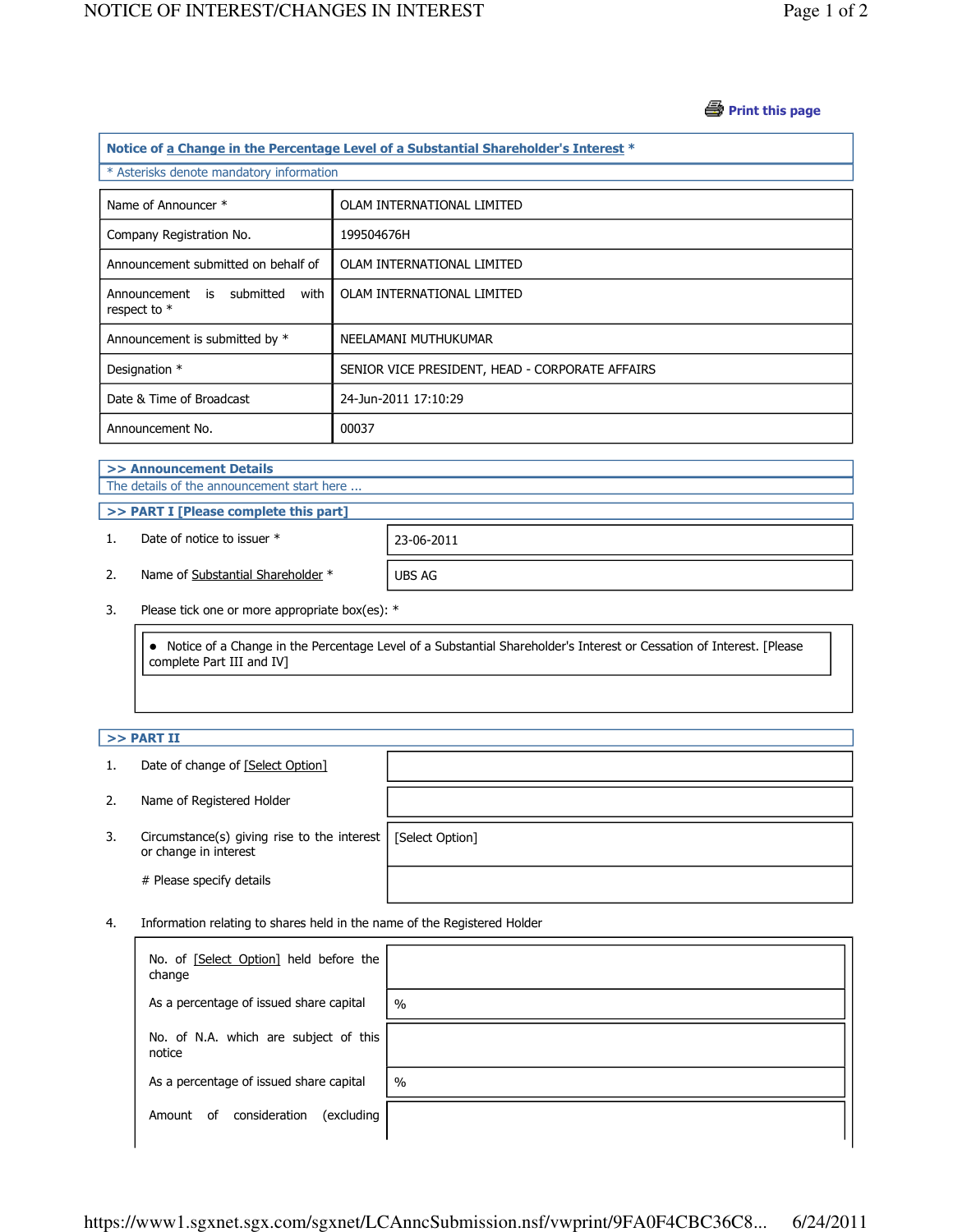Print this page

## Notice of a Change in the Percentage Level of a Substantial Shareholder's Interest *

* Asterisks denote mandatory information

| | |
|---|---|
| Name of Announcer * | OLAM INTERNATIONAL LIMITED |
| Company Registration No. | 199504676H |
| Announcement submitted on behalf of | OLAM INTERNATIONAL LIMITED |
| Announcement is submitted with respect to * | OLAM INTERNATIONAL LIMITED |
| Announcement is submitted by * | NEELAMANI MUTHUKUMAR |
| Designation * | SENIOR VICE PRESIDENT, HEAD - CORPORATE AFFAIRS |
| Date & Time of Broadcast | 24-Jun-2011 17:10:29 |
| Announcement No. | 00037 |

### >> Announcement Details

The details of the announcement start here ...

### >> PART I [Please complete this part]

| | | |
|---|---|---|
| 1. | Date of notice to issuer * | 23-06-2011 |
| 2. | Name of Substantial Shareholder * | UBS AG |

3. Please tick one or more appropriate box(es): *

- Notice of a Change in the Percentage Level of a Substantial Shareholder's Interest or Cessation of Interest. [Please complete Part III and IV]

### >> PART II

| | | |
|---|---|---|
| 1. | Date of change of [Select Option] | |
| 2. | Name of Registered Holder | |
| 3. | Circumstance(s) giving rise to the interest or change in interest | [Select Option] |
| | # Please specify details | |

4. Information relating to shares held in the name of the Registered Holder

| | |
|---|---|
| No. of [Select Option] held before the change | |
| As a percentage of issued share capital | % |
| No. of N.A. which are subject of this notice | |
| As a percentage of issued share capital | % |
| Amount of consideration (excluding | |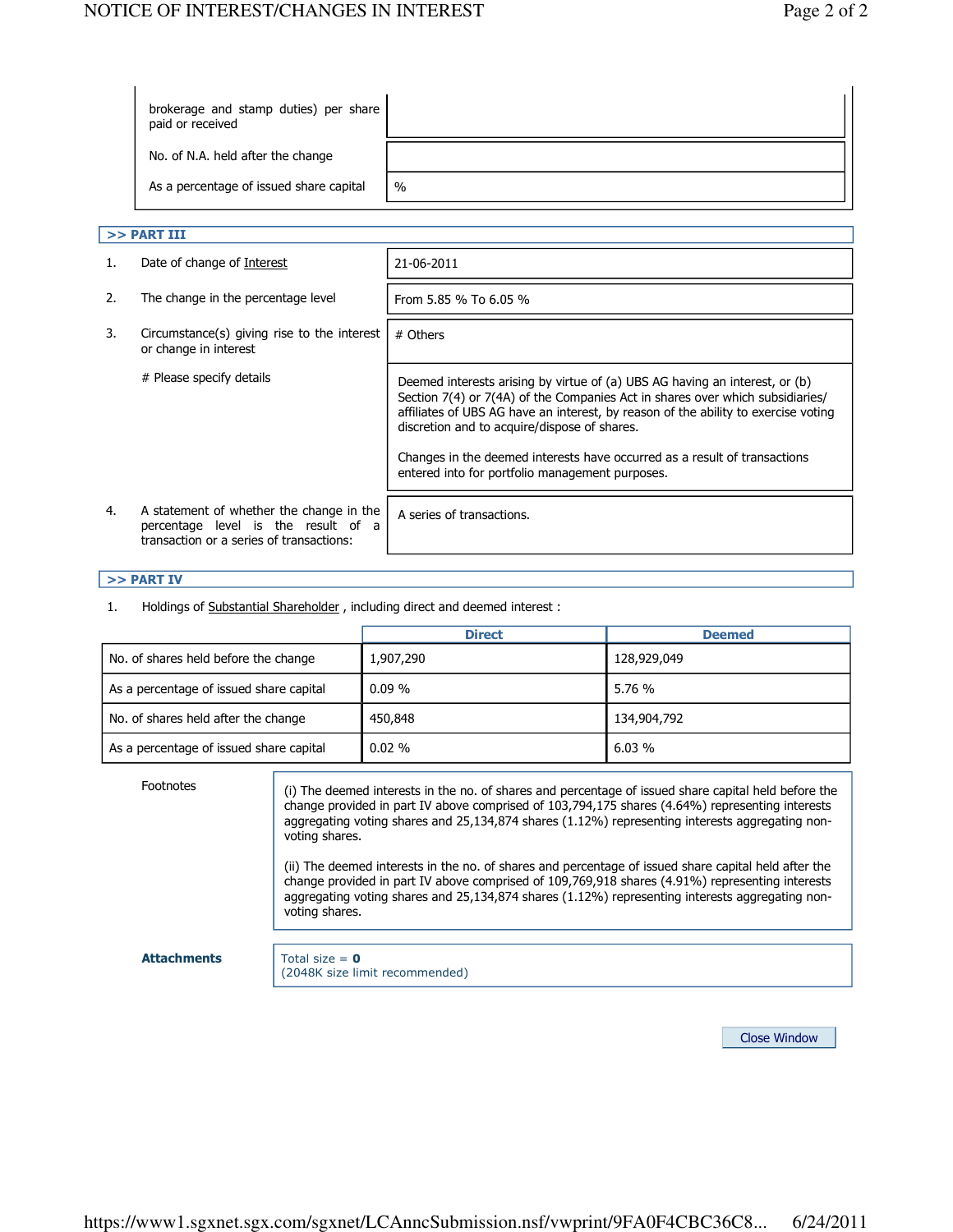| | |
|---|---|
| brokerage and stamp duties) per share paid or received | |
| No. of N.A. held after the change | |
| As a percentage of issued share capital | % |

## >> PART III

| | | |
|---|---|---|
| 1. | Date of change of Interest | 21-06-2011 |
| 2. | The change in the percentage level | From 5.85 % To 6.05 % |
| 3. | Circumstance(s) giving rise to the interest or change in interest | # Others |
| | # Please specify details | Deemed interests arising by virtue of (a) UBS AG having an interest, or (b) Section 7(4) or 7(4A) of the Companies Act in shares over which subsidiaries/ affiliates of UBS AG have an interest, by reason of the ability to exercise voting discretion and to acquire/dispose of shares.<br><br>Changes in the deemed interests have occurred as a result of transactions entered into for portfolio management purposes. |
| 4. | A statement of whether the change in the percentage level is the result of a transaction or a series of transactions: | A series of transactions. |

## >> PART IV

1. Holdings of Substantial Shareholder , including direct and deemed interest :

| | Direct | Deemed |
|---|---|---|
| No. of shares held before the change | 1,907,290 | 128,929,049 |
| As a percentage of issued share capital | 0.09 % | 5.76 % |
| No. of shares held after the change | 450,848 | 134,904,792 |
| As a percentage of issued share capital | 0.02 % | 6.03 % |

**Footnotes**

(i) The deemed interests in the no. of shares and percentage of issued share capital held before the change provided in part IV above comprised of 103,794,175 shares (4.64%) representing interests aggregating voting shares and 25,134,874 shares (1.12%) representing interests aggregating non-voting shares.

(ii) The deemed interests in the no. of shares and percentage of issued share capital held after the change provided in part IV above comprised of 109,769,918 shares (4.91%) representing interests aggregating voting shares and 25,134,874 shares (1.12%) representing interests aggregating non-voting shares.

**Attachments**

Total size = **0**
(2048K size limit recommended)

Close Window